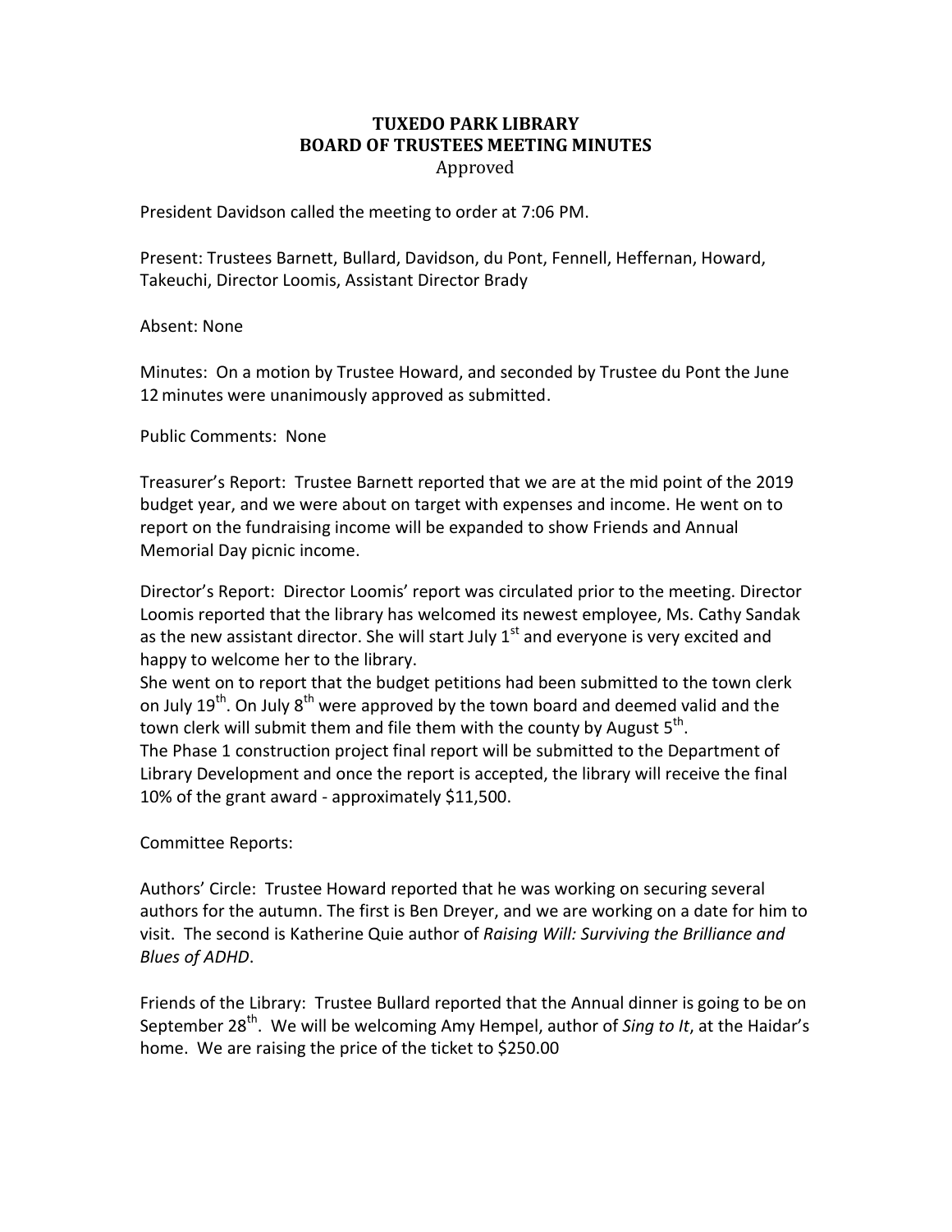# TUXEDO PARK LIBRARY
# BOARD OF TRUSTEES MEETING MINUTES

Approved

President Davidson called the meeting to order at 7:06 PM.

Present: Trustees Barnett, Bullard, Davidson, du Pont, Fennell, Heffernan, Howard, Takeuchi, Director Loomis, Assistant Director Brady

Absent: None

Minutes: On a motion by Trustee Howard, and seconded by Trustee du Pont the June 12 minutes were unanimously approved as submitted.

Public Comments: None

Treasurer's Report: Trustee Barnett reported that we are at the mid point of the 2019 budget year, and we were about on target with expenses and income. He went on to report on the fundraising income will be expanded to show Friends and Annual Memorial Day picnic income.

Director's Report: Director Loomis' report was circulated prior to the meeting. Director Loomis reported that the library has welcomed its newest employee, Ms. Cathy Sandak as the new assistant director. She will start July 1st and everyone is very excited and happy to welcome her to the library.

She went on to report that the budget petitions had been submitted to the town clerk on July 19th. On July 8th were approved by the town board and deemed valid and the town clerk will submit them and file them with the county by August 5th.

The Phase 1 construction project final report will be submitted to the Department of Library Development and once the report is accepted, the library will receive the final 10% of the grant award - approximately $11,500.

Committee Reports:

Authors' Circle: Trustee Howard reported that he was working on securing several authors for the autumn. The first is Ben Dreyer, and we are working on a date for him to visit. The second is Katherine Quie author of *Raising Will: Surviving the Brilliance and Blues of ADHD*.

Friends of the Library: Trustee Bullard reported that the Annual dinner is going to be on September 28th. We will be welcoming Amy Hempel, author of *Sing to It*, at the Haidar's home. We are raising the price of the ticket to $250.00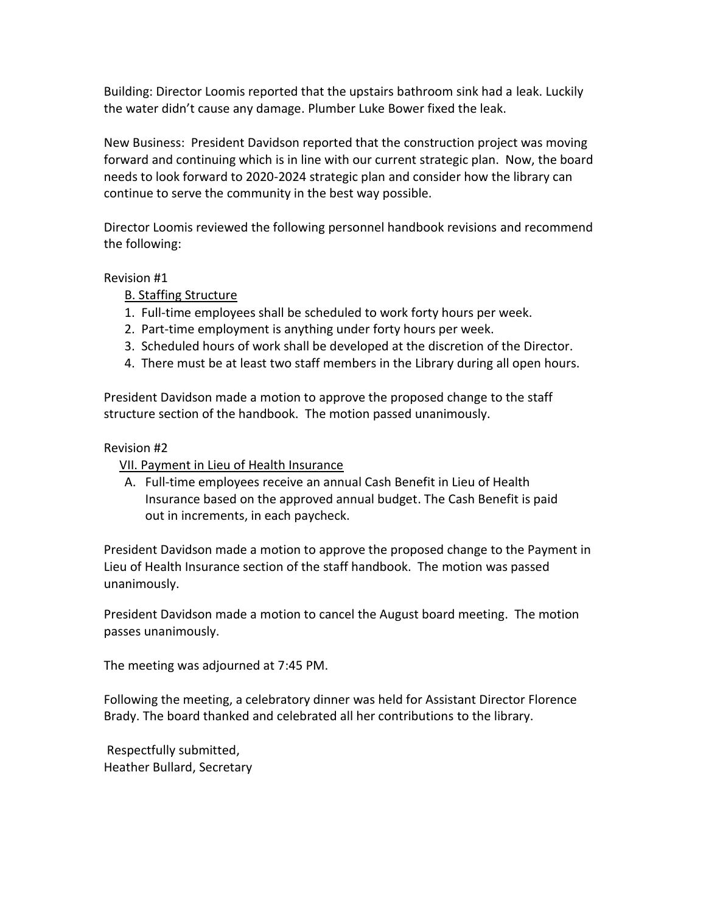Building: Director Loomis reported that the upstairs bathroom sink had a leak. Luckily the water didn't cause any damage. Plumber Luke Bower fixed the leak.

New Business: President Davidson reported that the construction project was moving forward and continuing which is in line with our current strategic plan. Now, the board needs to look forward to 2020-2024 strategic plan and consider how the library can continue to serve the community in the best way possible.

Director Loomis reviewed the following personnel handbook revisions and recommend the following:

Revision #1

<u>B. Staffing Structure</u>

1. Full-time employees shall be scheduled to work forty hours per week.
2. Part-time employment is anything under forty hours per week.
3. Scheduled hours of work shall be developed at the discretion of the Director.
4. There must be at least two staff members in the Library during all open hours.

President Davidson made a motion to approve the proposed change to the staff structure section of the handbook. The motion passed unanimously.

Revision #2

<u>VII. Payment in Lieu of Health Insurance</u>

A. Full-time employees receive an annual Cash Benefit in Lieu of Health Insurance based on the approved annual budget. The Cash Benefit is paid out in increments, in each paycheck.

President Davidson made a motion to approve the proposed change to the Payment in Lieu of Health Insurance section of the staff handbook. The motion was passed unanimously.

President Davidson made a motion to cancel the August board meeting. The motion passes unanimously.

The meeting was adjourned at 7:45 PM.

Following the meeting, a celebratory dinner was held for Assistant Director Florence Brady. The board thanked and celebrated all her contributions to the library.

Respectfully submitted,
Heather Bullard, Secretary